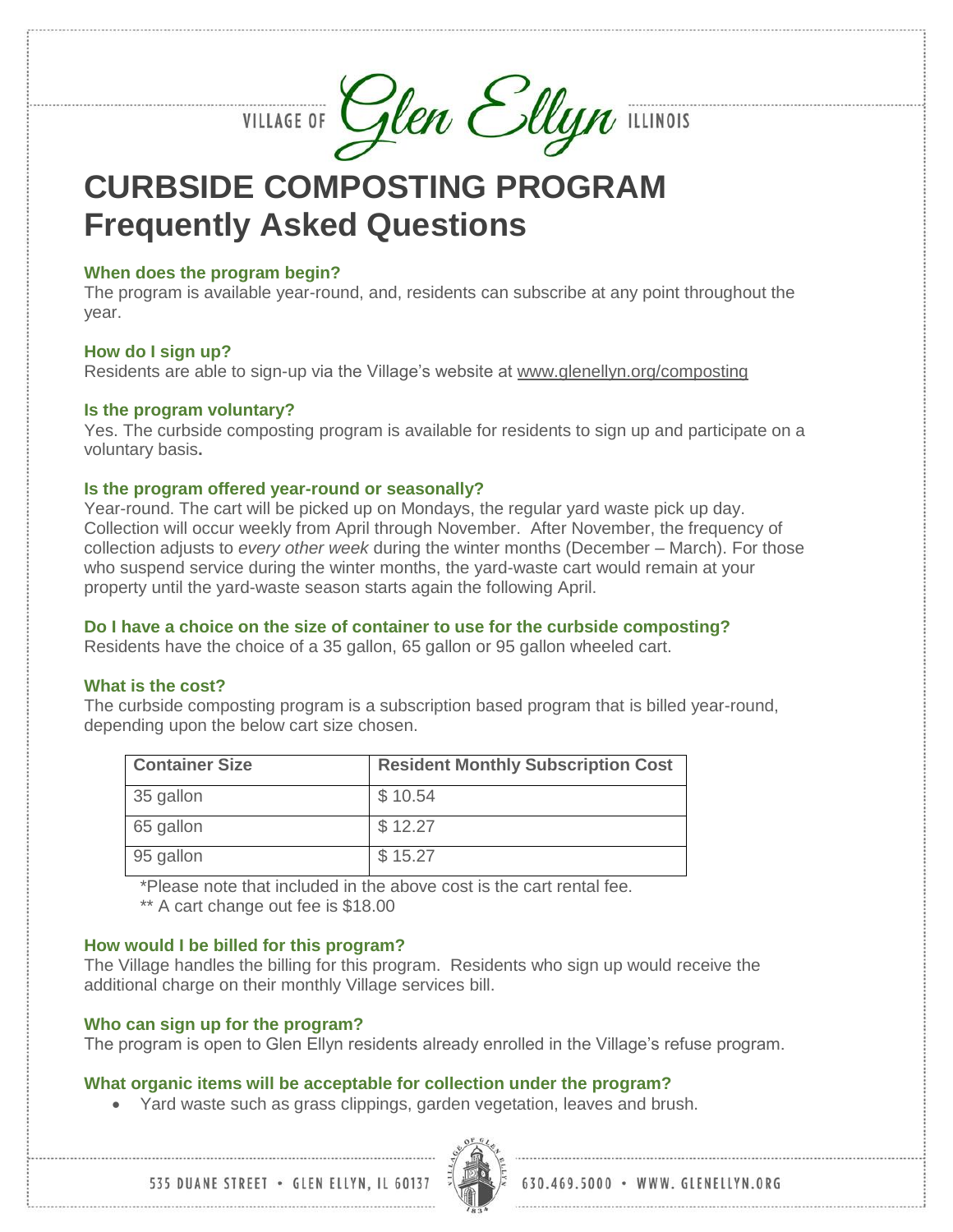VILLAGE OF Glen Ellyn ILLINOIS

# CURBSIDE COMPOSTING PROGRAM
# Frequently Asked Questions

### When does the program begin?

The program is available year-round, and, residents can subscribe at any point throughout the year.

### How do I sign up?

Residents are able to sign-up via the Village's website at www.glenellyn.org/composting

### Is the program voluntary?

Yes. The curbside composting program is available for residents to sign up and participate on a voluntary basis**.**

### Is the program offered year-round or seasonally?

Year-round. The cart will be picked up on Mondays, the regular yard waste pick up day. Collection will occur weekly from April through November. After November, the frequency of collection adjusts to *every other week* during the winter months (December – March). For those who suspend service during the winter months, the yard-waste cart would remain at your property until the yard-waste season starts again the following April.

### Do I have a choice on the size of container to use for the curbside composting?

Residents have the choice of a 35 gallon, 65 gallon or 95 gallon wheeled cart.

### What is the cost?

The curbside composting program is a subscription based program that is billed year-round, depending upon the below cart size chosen.

| Container Size | Resident Monthly Subscription Cost |
|---|---|
| 35 gallon | $ 10.54 |
| 65 gallon | $ 12.27 |
| 95 gallon | $ 15.27 |

*Please note that included in the above cost is the cart rental fee.

** A cart change out fee is $18.00

### How would I be billed for this program?

The Village handles the billing for this program. Residents who sign up would receive the additional charge on their monthly Village services bill.

### Who can sign up for the program?

The program is open to Glen Ellyn residents already enrolled in the Village's refuse program.

### What organic items will be acceptable for collection under the program?

- Yard waste such as grass clippings, garden vegetation, leaves and brush.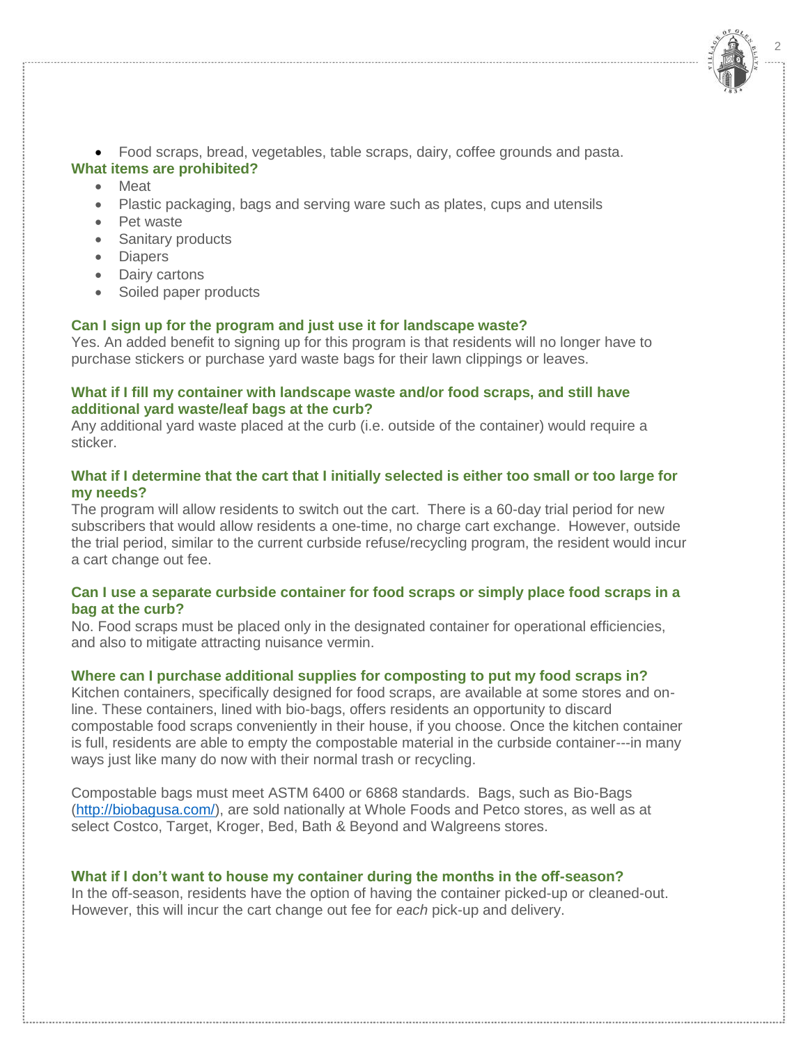- Food scraps, bread, vegetables, table scraps, dairy, coffee grounds and pasta.

### What items are prohibited?

- Meat
- Plastic packaging, bags and serving ware such as plates, cups and utensils
- Pet waste
- Sanitary products
- Diapers
- Dairy cartons
- Soiled paper products

### Can I sign up for the program and just use it for landscape waste?

Yes. An added benefit to signing up for this program is that residents will no longer have to purchase stickers or purchase yard waste bags for their lawn clippings or leaves.

### What if I fill my container with landscape waste and/or food scraps, and still have additional yard waste/leaf bags at the curb?

Any additional yard waste placed at the curb (i.e. outside of the container) would require a sticker.

### What if I determine that the cart that I initially selected is either too small or too large for my needs?

The program will allow residents to switch out the cart. There is a 60-day trial period for new subscribers that would allow residents a one-time, no charge cart exchange. However, outside the trial period, similar to the current curbside refuse/recycling program, the resident would incur a cart change out fee.

### Can I use a separate curbside container for food scraps or simply place food scraps in a bag at the curb?

No. Food scraps must be placed only in the designated container for operational efficiencies, and also to mitigate attracting nuisance vermin.

### Where can I purchase additional supplies for composting to put my food scraps in?

Kitchen containers, specifically designed for food scraps, are available at some stores and on-line. These containers, lined with bio-bags, offers residents an opportunity to discard compostable food scraps conveniently in their house, if you choose. Once the kitchen container is full, residents are able to empty the compostable material in the curbside container---in many ways just like many do now with their normal trash or recycling.

Compostable bags must meet ASTM 6400 or 6868 standards. Bags, such as Bio-Bags (http://biobagusa.com/), are sold nationally at Whole Foods and Petco stores, as well as at select Costco, Target, Kroger, Bed, Bath & Beyond and Walgreens stores.

### What if I don't want to house my container during the months in the off-season?

In the off-season, residents have the option of having the container picked-up or cleaned-out. However, this will incur the cart change out fee for *each* pick-up and delivery.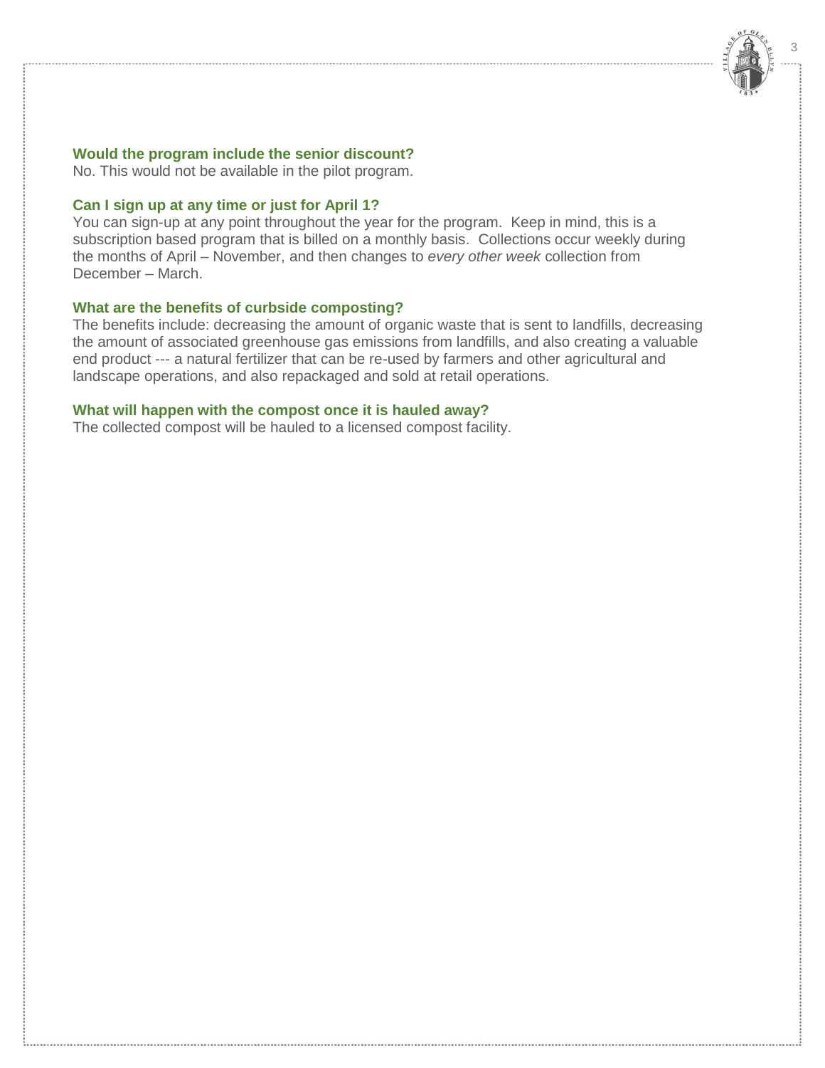**Would the program include the senior discount?**
No. This would not be available in the pilot program.

**Can I sign up at any time or just for April 1?**
You can sign-up at any point throughout the year for the program. Keep in mind, this is a subscription based program that is billed on a monthly basis. Collections occur weekly during the months of April – November, and then changes to *every other week* collection from December – March.

**What are the benefits of curbside composting?**
The benefits include: decreasing the amount of organic waste that is sent to landfills, decreasing the amount of associated greenhouse gas emissions from landfills, and also creating a valuable end product --- a natural fertilizer that can be re-used by farmers and other agricultural and landscape operations, and also repackaged and sold at retail operations.

**What will happen with the compost once it is hauled away?**
The collected compost will be hauled to a licensed compost facility.